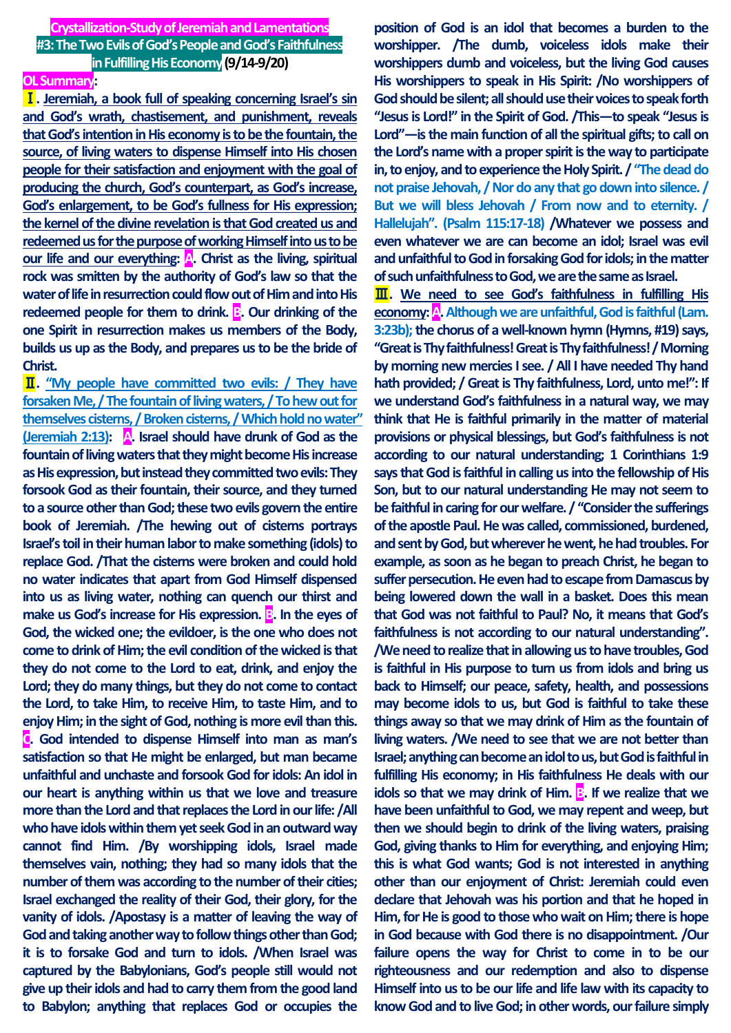**Crystallization-Study of Jeremiah and Lamentations**

**#3: The Two Evils of God's People and God's Faithfulness in Fulfilling His Economy (9/14-9/20)**

**OL Summary:**

**Ⅰ. Jeremiah, a book full of speaking concerning Israel's sin and God's wrath, chastisement, and punishment, reveals that God's intention in His economy is to be the fountain, the source, of living waters to dispense Himself into His chosen people for their satisfaction and enjoyment with the goal of producing the church, God's counterpart, as God's increase, God's enlargement, to be God's fullness for His expression; the kernel of the divine revelation is that God created us and redeemed us for the purpose of working Himself into us to be our life and our everything: A. Christ as the living, spiritual rock was smitten by the authority of God's law so that the water of life in resurrection could flow out of Him and into His redeemed people for them to drink. B. Our drinking of the one Spirit in resurrection makes us members of the Body, builds us up as the Body, and prepares us to be the bride of Christ.**

**Ⅱ. "My people have committed two evils: / They have forsaken Me, / The fountain of living waters, / To hew out for themselves cisterns, / Broken cisterns, / Which hold no water" (Jeremiah 2:13): A. Israel should have drunk of God as the fountain of living waters that they might become His increase as His expression, but instead they committed two evils: They forsook God as their fountain, their source, and they turned to a source other than God; these two evils govern the entire book of Jeremiah. /The hewing out of cisterns portrays Israel's toil in their human labor to make something (idols) to replace God. /That the cisterns were broken and could hold no water indicates that apart from God Himself dispensed into us as living water, nothing can quench our thirst and make us God's increase for His expression. B. In the eyes of God, the wicked one; the evildoer, is the one who does not come to drink of Him; the evil condition of the wicked is that they do not come to the Lord to eat, drink, and enjoy the Lord; they do many things, but they do not come to contact the Lord, to take Him, to receive Him, to taste Him, and to enjoy Him; in the sight of God, nothing is more evil than this. C. God intended to dispense Himself into man as man's satisfaction so that He might be enlarged, but man became unfaithful and unchaste and forsook God for idols: An idol in our heart is anything within us that we love and treasure more than the Lord and that replaces the Lord in our life: /All who have idols within them yet seek God in an outward way cannot find Him. /By worshipping idols, Israel made themselves vain, nothing; they had so many idols that the number of them was according to the number of their cities; Israel exchanged the reality of their God, their glory, for the vanity of idols. /Apostasy is a matter of leaving the way of God and taking another way to follow things other than God; it is to forsake God and turn to idols. /When Israel was captured by the Babylonians, God's people still would not give up their idols and had to carry them from the good land to Babylon; anything that replaces God or occupies the position of God is an idol that becomes a burden to the worshipper. /The dumb, voiceless idols make their worshippers dumb and voiceless, but the living God causes His worshippers to speak in His Spirit: /No worshippers of God should be silent; all should use their voices to speak forth "Jesus is Lord!" in the Spirit of God. /This—to speak "Jesus is Lord"—is the main function of all the spiritual gifts; to call on the Lord's name with a proper spirit is the way to participate in, to enjoy, and to experience the Holy Spirit. / "The dead do not praise Jehovah, / Nor do any that go down into silence. / But we will bless Jehovah / From now and to eternity. / Hallelujah". (Psalm 115:17-18) /Whatever we possess and even whatever we are can become an idol; Israel was evil and unfaithful to God in forsaking God for idols; in the matter of such unfaithfulness to God, we are the same as Israel.**

**Ⅲ. We need to see God's faithfulness in fulfilling His economy: A. Although we are unfaithful, God is faithful (Lam. 3:23b); the chorus of a well-known hymn (Hymns, #19) says, "Great is Thy faithfulness! Great is Thy faithfulness! / Morning by morning new mercies I see. / All I have needed Thy hand hath provided; / Great is Thy faithfulness, Lord, unto me!": If we understand God's faithfulness in a natural way, we may think that He is faithful primarily in the matter of material provisions or physical blessings, but God's faithfulness is not according to our natural understanding; 1 Corinthians 1:9 says that God is faithful in calling us into the fellowship of His Son, but to our natural understanding He may not seem to be faithful in caring for our welfare. / "Consider the sufferings of the apostle Paul. He was called, commissioned, burdened, and sent by God, but wherever he went, he had troubles. For example, as soon as he began to preach Christ, he began to suffer persecution. He even had to escape from Damascus by being lowered down the wall in a basket. Does this mean that God was not faithful to Paul? No, it means that God's faithfulness is not according to our natural understanding". /We need to realize that in allowing us to have troubles, God is faithful in His purpose to turn us from idols and bring us back to Himself; our peace, safety, health, and possessions may become idols to us, but God is faithful to take these things away so that we may drink of Him as the fountain of living waters. /We need to see that we are not better than Israel; anything can become an idol to us, but God is faithful in fulfilling His economy; in His faithfulness He deals with our idols so that we may drink of Him. B. If we realize that we have been unfaithful to God, we may repent and weep, but then we should begin to drink of the living waters, praising God, giving thanks to Him for everything, and enjoying Him; this is what God wants; God is not interested in anything other than our enjoyment of Christ: Jeremiah could even declare that Jehovah was his portion and that he hoped in Him, for He is good to those who wait on Him; there is hope in God because with God there is no disappointment. /Our failure opens the way for Christ to come in to be our righteousness and our redemption and also to dispense Himself into us to be our life and life law with its capacity to know God and to live God; in other words, our failure simply**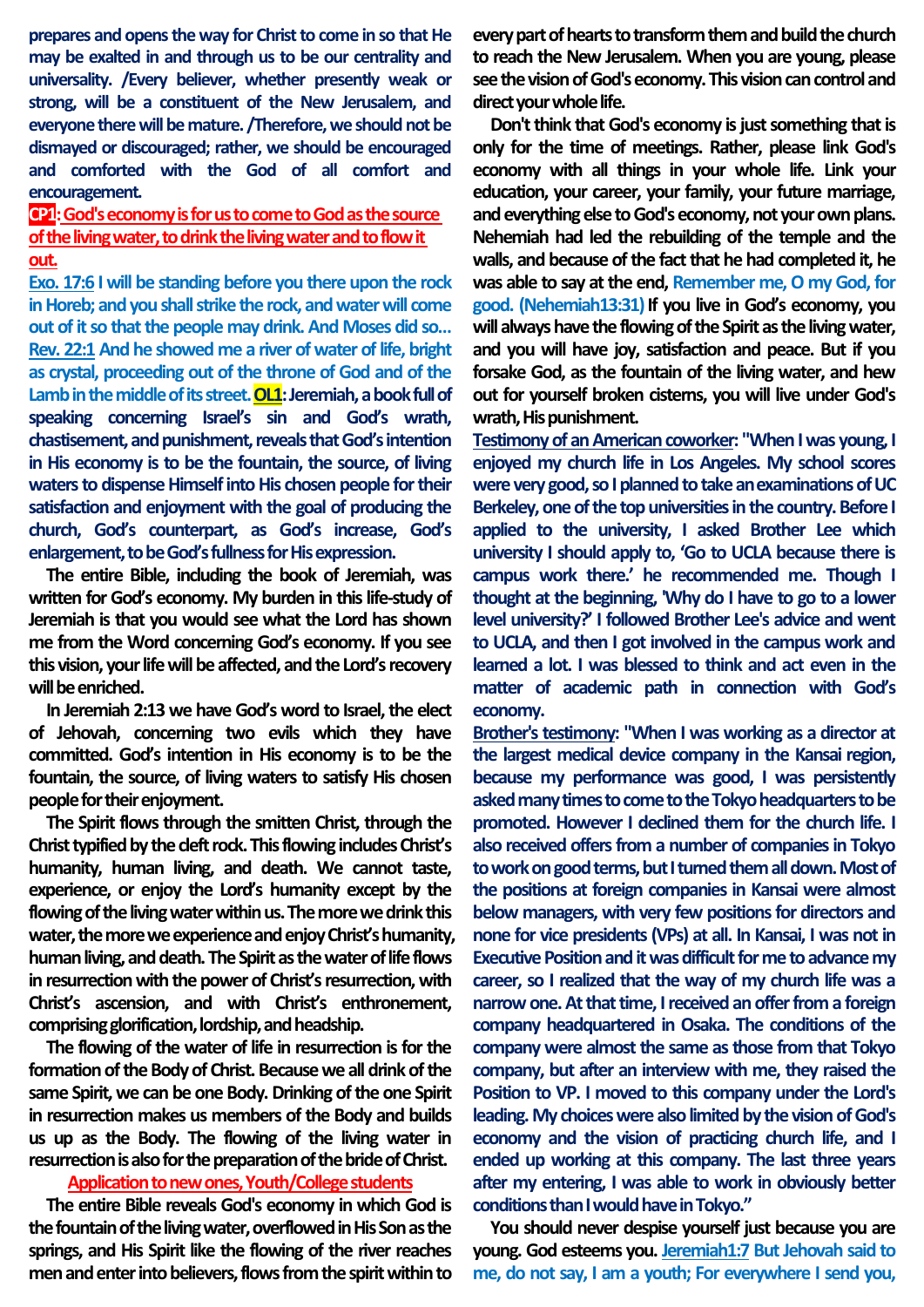**prepares and opens the way for Christ to come in so that He may be exalted in and through us to be our centrality and universality. /Every believer, whether presently weak or strong, will be a constituent of the New Jerusalem, and everyone there will be mature. /Therefore, we should not be dismayed or discouraged; rather, we should be encouraged and comforted with the God of all comfort and encouragement.**

**CP1: God's economy is for us to come to God as the source of the living water, to drink the living water and to flow it out.**

**Exo. 17:6 I will be standing before you there upon the rock in Horeb; and you shall strike the rock, and water will come out of it so that the people may drink. And Moses did so…**

**Rev. 22:1 And he showed me a river of water of life, bright as crystal, proceeding out of the throne of God and of the Lamb in the middle of its street.** **OL1: Jeremiah, a book full of speaking concerning Israel's sin and God's wrath, chastisement, and punishment, reveals that God's intention in His economy is to be the fountain, the source, of living waters to dispense Himself into His chosen people for their satisfaction and enjoyment with the goal of producing the church, God's counterpart, as God's increase, God's enlargement, to be God's fullness for His expression.**

The entire Bible, including the book of Jeremiah, was written for God's economy. My burden in this life-study of Jeremiah is that you would see what the Lord has shown me from the Word concerning God's economy. If you see this vision, your life will be affected, and the Lord's recovery will be enriched.

In Jeremiah 2:13 we have God's word to Israel, the elect of Jehovah, concerning two evils which they have committed. God's intention in His economy is to be the fountain, the source, of living waters to satisfy His chosen people for their enjoyment.

The Spirit flows through the smitten Christ, through the Christ typified by the cleft rock. This flowing includes Christ's humanity, human living, and death. We cannot taste, experience, or enjoy the Lord's humanity except by the flowing of the living water within us. The more we drink this water, the more we experience and enjoy Christ's humanity, human living, and death. The Spirit as the water of life flows in resurrection with the power of Christ's resurrection, with Christ's ascension, and with Christ's enthronement, comprising glorification, lordship, and headship.

The flowing of the water of life in resurrection is for the formation of the Body of Christ. Because we all drink of the same Spirit, we can be one Body. Drinking of the one Spirit in resurrection makes us members of the Body and builds us up as the Body. The flowing of the living water in resurrection is also for the preparation of the bride of Christ.

**Application to new ones, Youth/College students**

The entire Bible reveals God's economy in which God is the fountain of the living water, overflowed in His Son as the springs, and His Spirit like the flowing of the river reaches men and enter into believers, flows from the spirit within to every part of hearts to transform them and build the church to reach the New Jerusalem. When you are young, please see the vision of God's economy. This vision can control and direct your whole life.

Don't think that God's economy is just something that is only for the time of meetings. Rather, please link God's economy with all things in your whole life. Link your education, your career, your family, your future marriage, and everything else to God's economy, not your own plans. Nehemiah had led the rebuilding of the temple and the walls, and because of the fact that he had completed it, he was able to say at the end, **Remember me, O my God, for good. (Nehemiah13:31)** If you live in God's economy, you will always have the flowing of the Spirit as the living water, and you will have joy, satisfaction and peace. But if you forsake God, as the fountain of the living water, and hew out for yourself broken cisterns, you will live under God's wrath, His punishment.

**Testimony of an American coworker: "When I was young, I enjoyed my church life in Los Angeles. My school scores were very good, so I planned to take an examinations of UC Berkeley, one of the top universities in the country. Before I applied to the university, I asked Brother Lee which university I should apply to, 'Go to UCLA because there is campus work there.' he recommended me. Though I thought at the beginning, 'Why do I have to go to a lower level university?' I followed Brother Lee's advice and went to UCLA, and then I got involved in the campus work and learned a lot. I was blessed to think and act even in the matter of academic path in connection with God's economy.**

**Brother's testimony: "When I was working as a director at the largest medical device company in the Kansai region, because my performance was good, I was persistently asked many times to come to the Tokyo headquarters to be promoted. However I declined them for the church life. I also received offers from a number of companies in Tokyo to work on good terms, but I turned them all down. Most of the positions at foreign companies in Kansai were almost below managers, with very few positions for directors and none for vice presidents (VPs) at all. In Kansai, I was not in Executive Position and it was difficult for me to advance my career, so I realized that the way of my church life was a narrow one. At that time, I received an offer from a foreign company headquartered in Osaka. The conditions of the company were almost the same as those from that Tokyo company, but after an interview with me, they raised the Position to VP. I moved to this company under the Lord's leading. My choices were also limited by the vision of God's economy and the vision of practicing church life, and I ended up working at this company. The last three years after my entering, I was able to work in obviously better conditions than I would have in Tokyo."**

You should never despise yourself just because you are young. God esteems you. **Jeremiah1:7 But Jehovah said to me, do not say, I am a youth; For everywhere I send you,**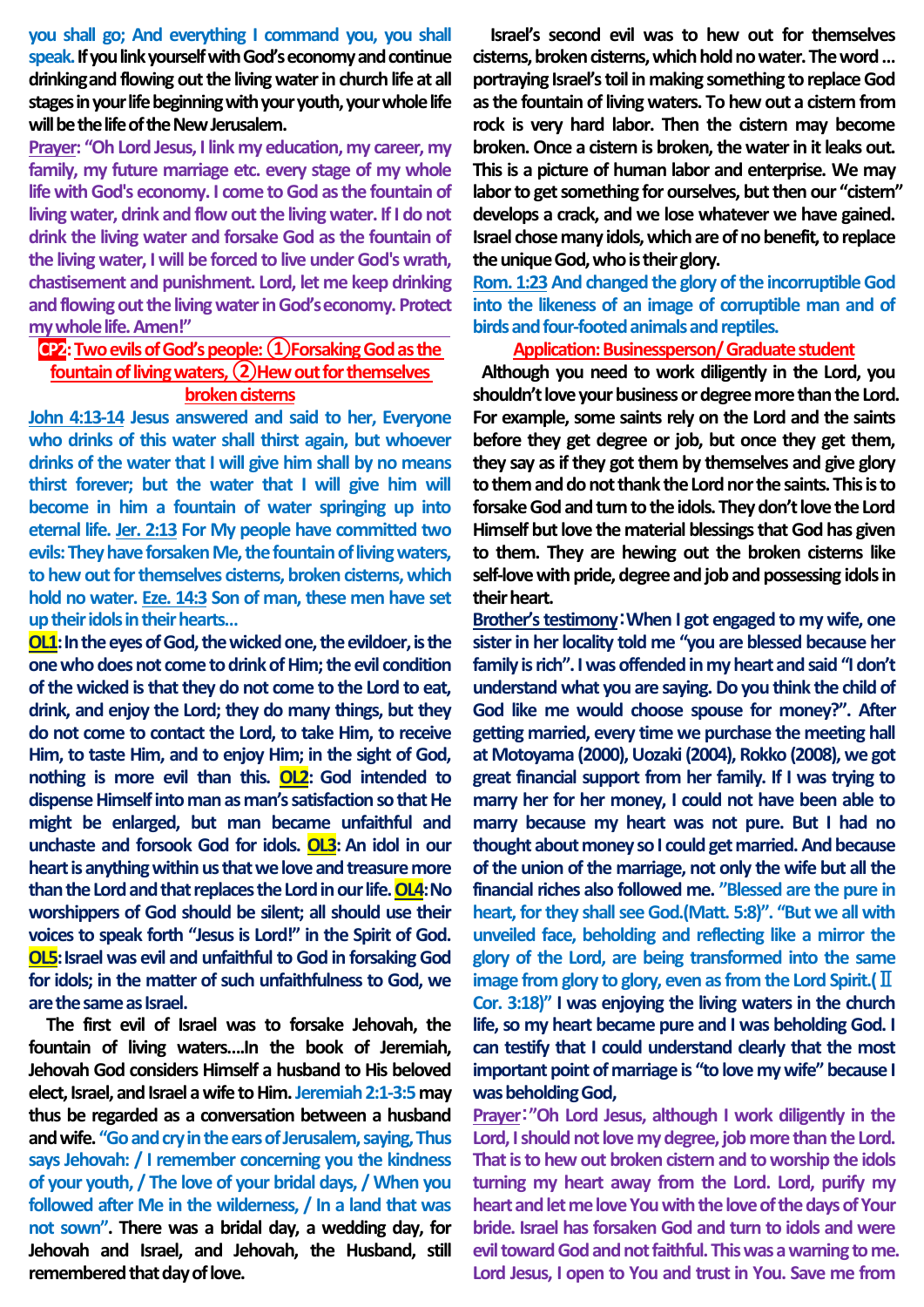**you shall go; And everything I command you, you shall speak.** If you link yourself with God's economy and continue drinking and flowing out the living water in church life at all stages in your life beginning with your youth, your whole life will be the life of the New Jerusalem.

**Prayer: "Oh Lord Jesus, I link my education, my career, my family, my future marriage etc. every stage of my whole life with God's economy. I come to God as the fountain of living water, drink and flow out the living water. If I do not drink the living water and forsake God as the fountain of the living water, I will be forced to live under God's wrath, chastisement and punishment. Lord, let me keep drinking and flowing out the living water in God's economy. Protect my whole life. Amen!"**

## CP2: Two evils of God's people: ①Forsaking God as the fountain of living waters, ②Hew out for themselves broken cisterns

**John 4:13-14 Jesus answered and said to her, Everyone who drinks of this water shall thirst again, but whoever drinks of the water that I will give him shall by no means thirst forever; but the water that I will give him will become in him a fountain of water springing up into eternal life. Jer. 2:13 For My people have committed two evils: They have forsaken Me, the fountain of living waters, to hew out for themselves cisterns, broken cisterns, which hold no water. Eze. 14:3 Son of man, these men have set up their idols in their hearts…**

**OL1: In the eyes of God, the wicked one, the evildoer, is the one who does not come to drink of Him; the evil condition of the wicked is that they do not come to the Lord to eat, drink, and enjoy the Lord; they do many things, but they do not come to contact the Lord, to take Him, to receive Him, to taste Him, and to enjoy Him; in the sight of God, nothing is more evil than this. OL2: God intended to dispense Himself into man as man's satisfaction so that He might be enlarged, but man became unfaithful and unchaste and forsook God for idols. OL3: An idol in our heart is anything within us that we love and treasure more than the Lord and that replaces the Lord in our life. OL4: No worshippers of God should be silent; all should use their voices to speak forth "Jesus is Lord!" in the Spirit of God. OL5: Israel was evil and unfaithful to God in forsaking God for idols; in the matter of such unfaithfulness to God, we are the same as Israel.**

**The first evil of Israel was to forsake Jehovah, the fountain of living waters….In the book of Jeremiah, Jehovah God considers Himself a husband to His beloved elect, Israel, and Israel a wife to Him. Jeremiah 2:1-3:5 may thus be regarded as a conversation between a husband and wife. "Go and cry in the ears of Jerusalem, saying, Thus says Jehovah: / I remember concerning you the kindness of your youth, / The love of your bridal days, / When you followed after Me in the wilderness, / In a land that was not sown". There was a bridal day, a wedding day, for Jehovah and Israel, and Jehovah, the Husband, still remembered that day of love.**

**Israel's second evil was to hew out for themselves cisterns, broken cisterns, which hold no water. The word … portraying Israel's toil in making something to replace God as the fountain of living waters. To hew out a cistern from rock is very hard labor. Then the cistern may become broken. Once a cistern is broken, the water in it leaks out. This is a picture of human labor and enterprise. We may labor to get something for ourselves, but then our "cistern" develops a crack, and we lose whatever we have gained. Israel chose many idols, which are of no benefit, to replace the unique God, who is their glory.**

**Rom. 1:23 And changed the glory of the incorruptible God into the likeness of an image of corruptible man and of birds and four-footed animals and reptiles.**

### Application: Businessperson/ Graduate student

**Although you need to work diligently in the Lord, you shouldn't love your business or degree more than the Lord. For example, some saints rely on the Lord and the saints before they get degree or job, but once they get them, they say as if they got them by themselves and give glory to them and do not thank the Lord nor the saints. This is to forsake God and turn to the idols. They don't love the Lord Himself but love the material blessings that God has given to them. They are hewing out the broken cisterns like self-love with pride, degree and job and possessing idols in their heart.**

**Brother's testimony: When I got engaged to my wife, one sister in her locality told me "you are blessed because her family is rich". I was offended in my heart and said "I don't understand what you are saying. Do you think the child of God like me would choose spouse for money?". After getting married, every time we purchase the meeting hall at Motoyama (2000), Uozaki (2004), Rokko (2008), we got great financial support from her family. If I was trying to marry her for her money, I could not have been able to marry because my heart was not pure. But I had no thought about money so I could get married. And because of the union of the marriage, not only the wife but all the financial riches also followed me. "Blessed are the pure in heart, for they shall see God.(Matt. 5:8)". "But we all with unveiled face, beholding and reflecting like a mirror the glory of the Lord, are being transformed into the same image from glory to glory, even as from the Lord Spirit.(Ⅱ Cor. 3:18)" I was enjoying the living waters in the church life, so my heart became pure and I was beholding God. I can testify that I could understand clearly that the most important point of marriage is "to love my wife" because I was beholding God,**

**Prayer: "Oh Lord Jesus, although I work diligently in the Lord, I should not love my degree, job more than the Lord. That is to hew out broken cistern and to worship the idols turning my heart away from the Lord. Lord, purify my heart and let me love You with the love of the days of Your bride. Israel has forsaken God and turn to idols and were evil toward God and not faithful. This was a warning to me. Lord Jesus, I open to You and trust in You. Save me from**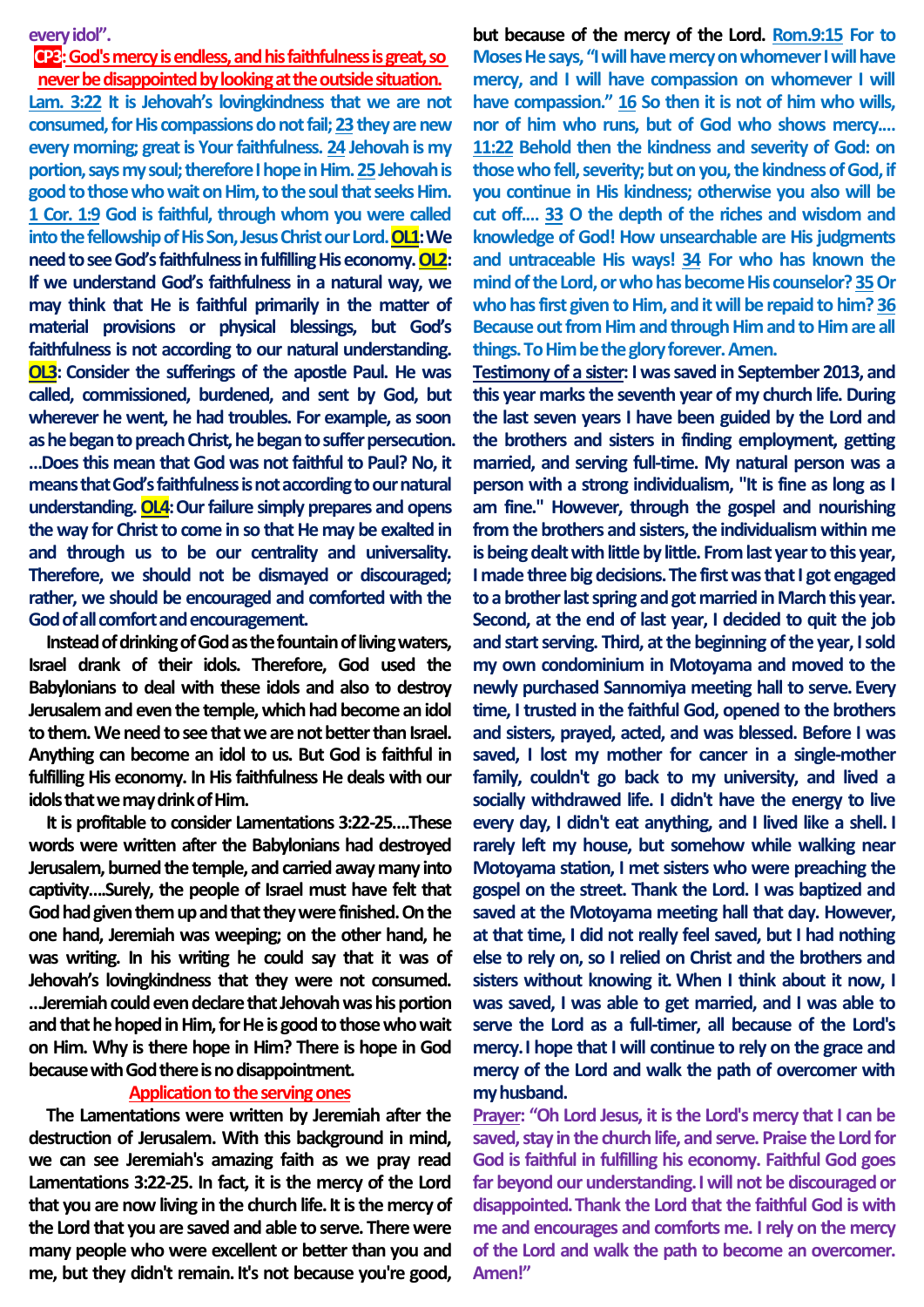every idol".

**CP3: God's mercy is endless, and his faithfulness is great, so never be disappointed by looking at the outside situation.**

**Lam. 3:22 It is Jehovah's lovingkindness that we are not consumed, for His compassions do not fail; 23 they are new every morning; great is Your faithfulness. 24 Jehovah is my portion, says my soul; therefore I hope in Him. 25 Jehovah is good to those who wait on Him, to the soul that seeks Him. 1 Cor. 1:9 God is faithful, through whom you were called into the fellowship of His Son, Jesus Christ our Lord.** **OL1: We need to see God's faithfulness in fulfilling His economy. OL2: If we understand God's faithfulness in a natural way, we may think that He is faithful primarily in the matter of material provisions or physical blessings, but God's faithfulness is not according to our natural understanding. OL3: Consider the sufferings of the apostle Paul. He was called, commissioned, burdened, and sent by God, but wherever he went, he had troubles. For example, as soon as he began to preach Christ, he began to suffer persecution. ...Does this mean that God was not faithful to Paul? No, it means that God's faithfulness is not according to our natural understanding. OL4: Our failure simply prepares and opens the way for Christ to come in so that He may be exalted in and through us to be our centrality and universality. Therefore, we should not be dismayed or discouraged; rather, we should be encouraged and comforted with the God of all comfort and encouragement.**

**Instead of drinking of God as the fountain of living waters, Israel drank of their idols. Therefore, God used the Babylonians to deal with these idols and also to destroy Jerusalem and even the temple, which had become an idol to them. We need to see that we are not better than Israel. Anything can become an idol to us. But God is faithful in fulfilling His economy. In His faithfulness He deals with our idols that we may drink of Him.**

**It is profitable to consider Lamentations 3:22-25....These words were written after the Babylonians had destroyed Jerusalem, burned the temple, and carried away many into captivity....Surely, the people of Israel must have felt that God had given them up and that they were finished. On the one hand, Jeremiah was weeping; on the other hand, he was writing. In his writing he could say that it was of Jehovah's lovingkindness that they were not consumed. ..Jeremiah could even declare that Jehovah was his portion and that he hoped in Him, for He is good to those who wait on Him. Why is there hope in Him? There is hope in God because with God there is no disappointment.**

**Application to the serving ones**

**The Lamentations were written by Jeremiah after the destruction of Jerusalem. With this background in mind, we can see Jeremiah's amazing faith as we pray read Lamentations 3:22-25. In fact, it is the mercy of the Lord that you are now living in the church life. It is the mercy of the Lord that you are saved and able to serve. There were many people who were excellent or better than you and me, but they didn't remain. It's not because you're good, but because of the mercy of the Lord.** **Rom.9:15 For to Moses He says, "I will have mercy on whomever I will have mercy, and I will have compassion on whomever I will have compassion." 16 So then it is not of him who wills, nor of him who runs, but of God who shows mercy.... 11:22 Behold then the kindness and severity of God: on those who fell, severity; but on you, the kindness of God, if you continue in His kindness; otherwise you also will be cut off.... 33 O the depth of the riches and wisdom and knowledge of God! How unsearchable are His judgments and untraceable His ways! 34 For who has known the mind of the Lord, or who has become His counselor? 35 Or who has first given to Him, and it will be repaid to him? 36 Because out from Him and through Him and to Him are all things. To Him be the glory forever. Amen.**

**Testimony of a sister: I was saved in September 2013, and this year marks the seventh year of my church life. During the last seven years I have been guided by the Lord and the brothers and sisters in finding employment, getting married, and serving full-time. My natural person was a person with a strong individualism, "It is fine as long as I am fine." However, through the gospel and nourishing from the brothers and sisters, the individualism within me is being dealt with little by little. From last year to this year, I made three big decisions. The first was that I got engaged to a brother last spring and got married in March this year. Second, at the end of last year, I decided to quit the job and start serving. Third, at the beginning of the year, I sold my own condominium in Motoyama and moved to the newly purchased Sannomiya meeting hall to serve. Every time, I trusted in the faithful God, opened to the brothers and sisters, prayed, acted, and was blessed. Before I was saved, I lost my mother for cancer in a single-mother family, couldn't go back to my university, and lived a socially withdrawed life. I didn't have the energy to live every day, I didn't eat anything, and I lived like a shell. I rarely left my house, but somehow while walking near Motoyama station, I met sisters who were preaching the gospel on the street. Thank the Lord. I was baptized and saved at the Motoyama meeting hall that day. However, at that time, I did not really feel saved, but I had nothing else to rely on, so I relied on Christ and the brothers and sisters without knowing it. When I think about it now, I was saved, I was able to get married, and I was able to serve the Lord as a full-timer, all because of the Lord's mercy. I hope that I will continue to rely on the grace and mercy of the Lord and walk the path of overcomer with my husband.**

**Prayer: "Oh Lord Jesus, it is the Lord's mercy that I can be saved, stay in the church life, and serve. Praise the Lord for God is faithful in fulfilling his economy. Faithful God goes far beyond our understanding. I will not be discouraged or disappointed. Thank the Lord that the faithful God is with me and encourages and comforts me. I rely on the mercy of the Lord and walk the path to become an overcomer. Amen!"**